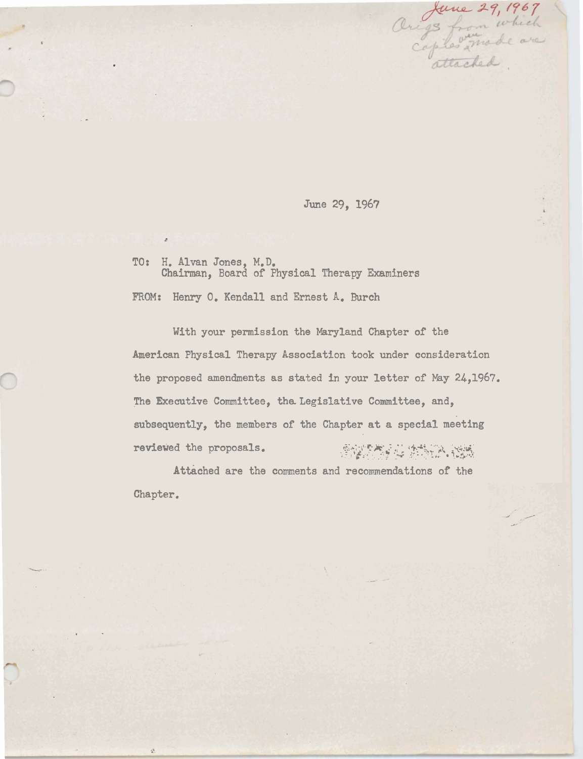June 29, 1967
Origs from which copies were made are attached.

June 29, 1967

TO: H. Alvan Jones, M.D.
Chairman, Board of Physical Therapy Examiners

FROM: Henry O. Kendall and Ernest A. Burch

With your permission the Maryland Chapter of the American Physical Therapy Association took under consideration the proposed amendments as stated in your letter of May 24,1967. The Executive Committee, the Legislative Committee, and, subsequently, the members of the Chapter at a special meeting reviewed the proposals.

Attached are the comments and recommendations of the Chapter.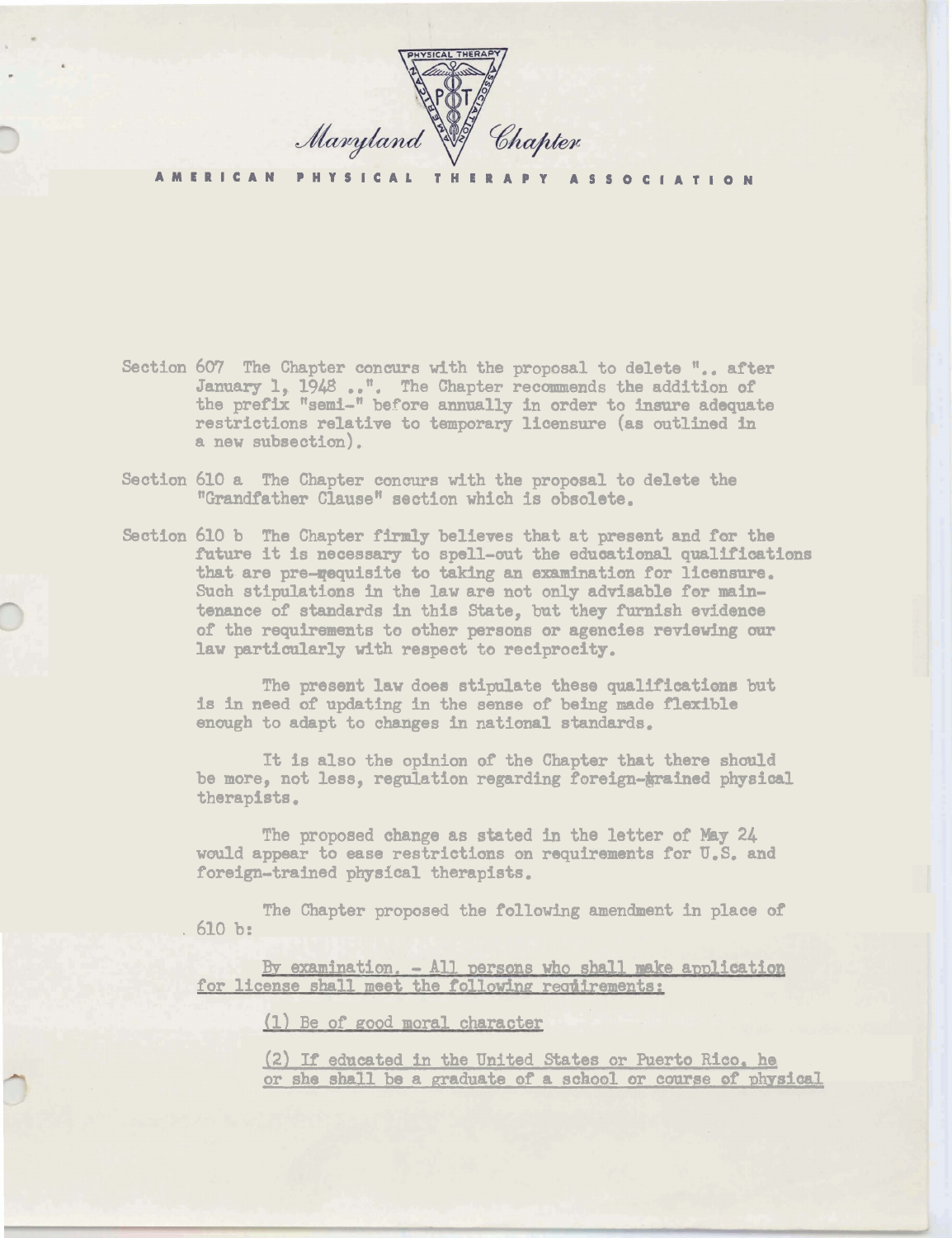Maryland Chapter

AMERICAN PHYSICAL THERAPY ASSOCIATION

Section 607 The Chapter concurs with the proposal to delete ".. after January 1, 1948 ..". The Chapter recommends the addition of the prefix "semi-" before annually in order to insure adequate restrictions relative to temporary licensure (as outlined in a new subsection).

Section 610 a The Chapter concurs with the proposal to delete the "Grandfather Clause" section which is obsolete.

Section 610 b The Chapter firmly believes that at present and for the future it is necessary to spell-out the educational qualifications that are pre-requisite to taking an examination for licensure. Such stipulations in the law are not only advisable for maintenance of standards in this State, but they furnish evidence of the requirements to other persons or agencies reviewing our law particularly with respect to reciprocity.

The present law does stipulate these qualifications but is in need of updating in the sense of being made flexible enough to adapt to changes in national standards.

It is also the opinion of the Chapter that there should be more, not less, regulation regarding foreign-trained physical therapists.

The proposed change as stated in the letter of May 24 would appear to ease restrictions on requirements for U.S. and foreign-trained physical therapists.

The Chapter proposed the following amendment in place of 610 b:

By examination. - All persons who shall make application for license shall meet the following requirements:

(1) Be of good moral character

(2) If educated in the United States or Puerto Rico, he or she shall be a graduate of a school or course of physical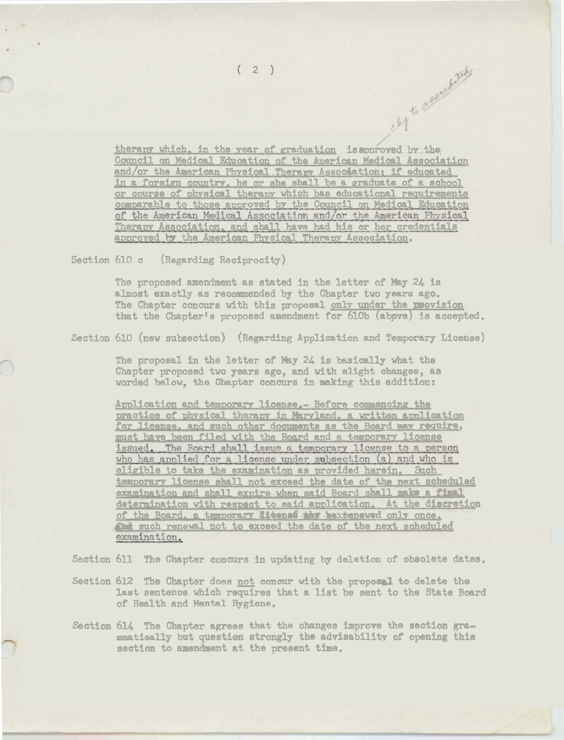chg to accredited

therapy which, in the year of graduation is approved by the Council on Medical Education of the American Medical Association and/or the American Physical Therapy Association; if educated in a foreign country, he or she shall be a graduate of a school or course of physical therapy which has educational requirements comparable to those approved by the Council on Medical Education of the American Medical Association and/or the American Physical Therapy Association, and shall have had his or her credentials approved by the American Physical Therapy Association.

Section 610 c (Regarding Reciprocity)

The proposed amendment as stated in the letter of May 24 is almost exactly as recommended by the Chapter two years ago. The Chapter concurs with this proposal only under the provision that the Chapter's proposed amendment for 610b (above) is accepted.

Section 610 (new subsection) (Regarding Application and Temporary License)

The proposal in the letter of May 24 is basically what the Chapter proposed two years ago, and with slight changes, as worded below, the Chapter concurs in making this addition:

Application and temporary license.- Before commencing the practice of physical therapy in Maryland, a written application for license, and such other documents as the Board may require, must have been filed with the Board and a temporary license issued. The Board shall issue a temporary license to a person who has applied for a license under subsection (a) and who is eligible to take the examination as provided herein. Such temporary license shall not exceed the date of the next scheduled examination and shall expire when said Board shall make a final determination with respect to said application. At the discretion of the Board, a temporary license may be renewed only once, and such renewal not to exceed the date of the next scheduled examination.

Section 611 The Chapter concurs in updating by deletion of obsolete dates.

Section 612 The Chapter does not concur with the proposal to delete the last sentence which requires that a list be sent to the State Board of Health and Mental Hygiene.

Section 614 The Chapter agrees that the changes improve the section grammatically but question strongly the advisability of opening this section to amendment at the present time.